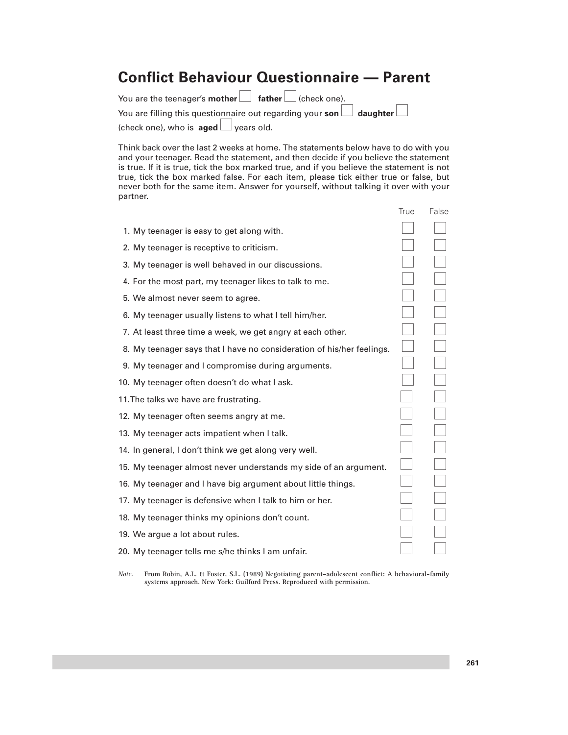# Conflict Behaviour Questionnaire — Parent

You are the teenager's **mother** ☐ **father** ☐ (check one).

You are filling this questionnaire out regarding your **son** ☐ **daughter** ☐ (check one), who is **aged** ☐ years old.

Think back over the last 2 weeks at home. The statements below have to do with you and your teenager. Read the statement, and then decide if you believe the statement is true. If it is true, tick the box marked true, and if you believe the statement is not true, tick the box marked false. For each item, please tick either true or false, but never both for the same item. Answer for yourself, without talking it over with your partner.

| | True | False |
|---|---|---|
| 1. My teenager is easy to get along with. | ☐ | ☐ |
| 2. My teenager is receptive to criticism. | ☐ | ☐ |
| 3. My teenager is well behaved in our discussions. | ☐ | ☐ |
| 4. For the most part, my teenager likes to talk to me. | ☐ | ☐ |
| 5. We almost never seem to agree. | ☐ | ☐ |
| 6. My teenager usually listens to what I tell him/her. | ☐ | ☐ |
| 7. At least three time a week, we get angry at each other. | ☐ | ☐ |
| 8. My teenager says that I have no consideration of his/her feelings. | ☐ | ☐ |
| 9. My teenager and I compromise during arguments. | ☐ | ☐ |
| 10. My teenager often doesn't do what I ask. | ☐ | ☐ |
| 11.The talks we have are frustrating. | ☐ | ☐ |
| 12. My teenager often seems angry at me. | ☐ | ☐ |
| 13. My teenager acts impatient when I talk. | ☐ | ☐ |
| 14. In general, I don't think we get along very well. | ☐ | ☐ |
| 15. My teenager almost never understands my side of an argument. | ☐ | ☐ |
| 16. My teenager and I have big argument about little things. | ☐ | ☐ |
| 17. My teenager is defensive when I talk to him or her. | ☐ | ☐ |
| 18. My teenager thinks my opinions don't count. | ☐ | ☐ |
| 19. We argue a lot about rules. | ☐ | ☐ |
| 20. My teenager tells me s/he thinks I am unfair. | ☐ | ☐ |

*Note.* From Robin, A.L. & Foster, S.L. (1989) Negotiating parent–adolescent conflict: A behavioral-family systems approach. New York: Guilford Press. Reproduced with permission.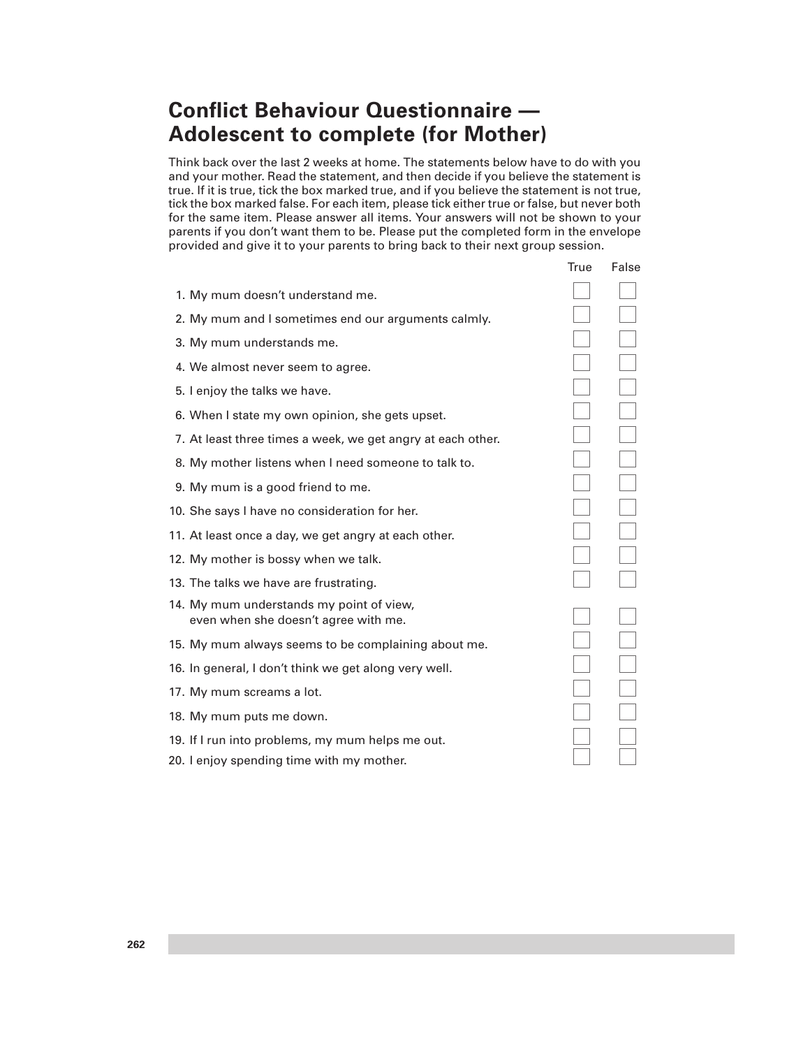# Conflict Behaviour Questionnaire — Adolescent to complete (for Mother)

Think back over the last 2 weeks at home. The statements below have to do with you and your mother. Read the statement, and then decide if you believe the statement is true. If it is true, tick the box marked true, and if you believe the statement is not true, tick the box marked false. For each item, please tick either true or false, but never both for the same item. Please answer all items. Your answers will not be shown to your parents if you don't want them to be. Please put the completed form in the envelope provided and give it to your parents to bring back to their next group session.

| | True | False |
|---|---|---|
| 1. My mum doesn't understand me. | ☐ | ☐ |
| 2. My mum and I sometimes end our arguments calmly. | ☐ | ☐ |
| 3. My mum understands me. | ☐ | ☐ |
| 4. We almost never seem to agree. | ☐ | ☐ |
| 5. I enjoy the talks we have. | ☐ | ☐ |
| 6. When I state my own opinion, she gets upset. | ☐ | ☐ |
| 7. At least three times a week, we get angry at each other. | ☐ | ☐ |
| 8. My mother listens when I need someone to talk to. | ☐ | ☐ |
| 9. My mum is a good friend to me. | ☐ | ☐ |
| 10. She says I have no consideration for her. | ☐ | ☐ |
| 11. At least once a day, we get angry at each other. | ☐ | ☐ |
| 12. My mother is bossy when we talk. | ☐ | ☐ |
| 13. The talks we have are frustrating. | ☐ | ☐ |
| 14. My mum understands my point of view, even when she doesn't agree with me. | ☐ | ☐ |
| 15. My mum always seems to be complaining about me. | ☐ | ☐ |
| 16. In general, I don't think we get along very well. | ☐ | ☐ |
| 17. My mum screams a lot. | ☐ | ☐ |
| 18. My mum puts me down. | ☐ | ☐ |
| 19. If I run into problems, my mum helps me out. | ☐ | ☐ |
| 20. I enjoy spending time with my mother. | ☐ | ☐ |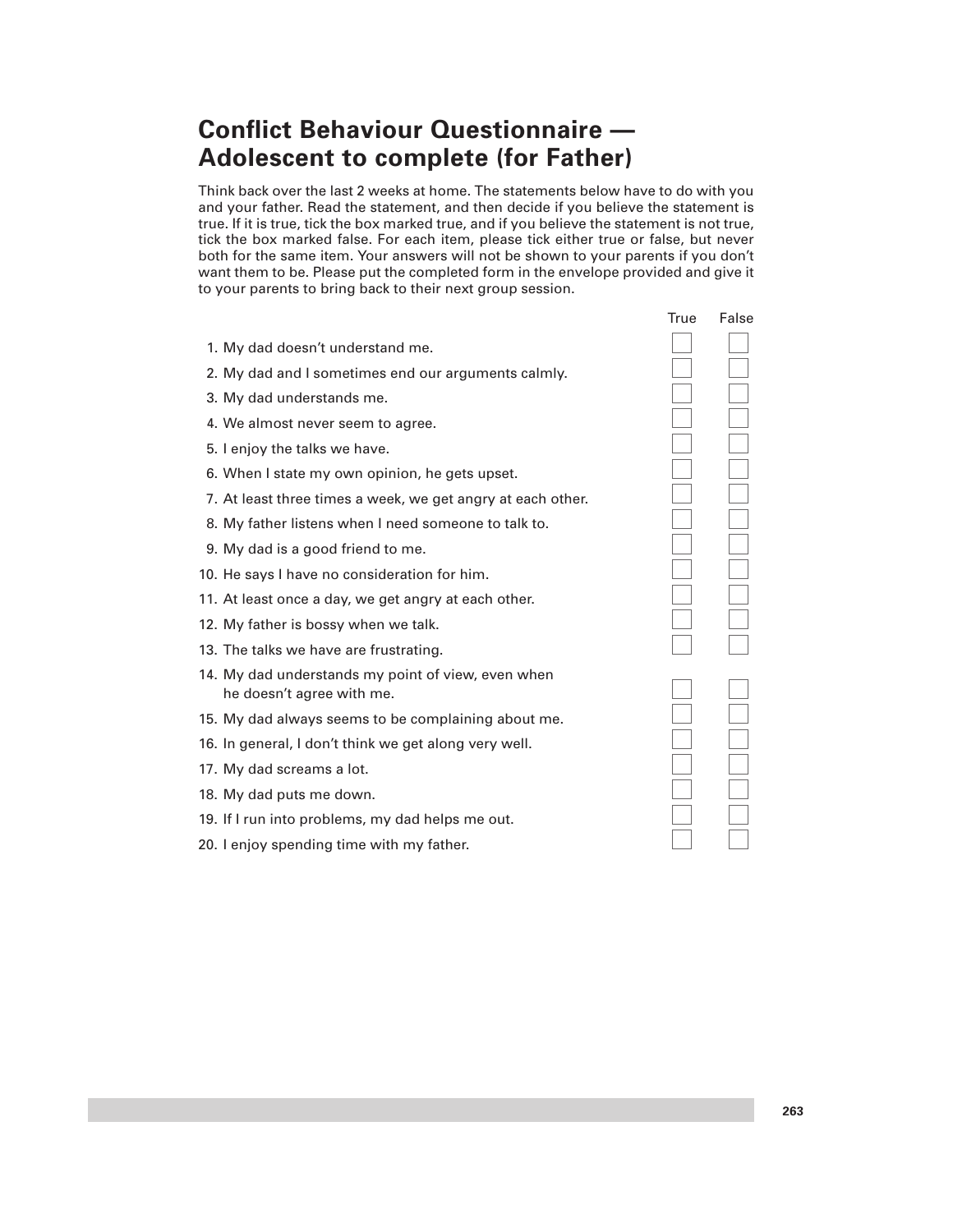# Conflict Behaviour Questionnaire — Adolescent to complete (for Father)

Think back over the last 2 weeks at home. The statements below have to do with you and your father. Read the statement, and then decide if you believe the statement is true. If it is true, tick the box marked true, and if you believe the statement is not true, tick the box marked false. For each item, please tick either true or false, but never both for the same item. Your answers will not be shown to your parents if you don't want them to be. Please put the completed form in the envelope provided and give it to your parents to bring back to their next group session.

| | True | False |
|---|---|---|
| 1. My dad doesn't understand me. | ☐ | ☐ |
| 2. My dad and I sometimes end our arguments calmly. | ☐ | ☐ |
| 3. My dad understands me. | ☐ | ☐ |
| 4. We almost never seem to agree. | ☐ | ☐ |
| 5. I enjoy the talks we have. | ☐ | ☐ |
| 6. When I state my own opinion, he gets upset. | ☐ | ☐ |
| 7. At least three times a week, we get angry at each other. | ☐ | ☐ |
| 8. My father listens when I need someone to talk to. | ☐ | ☐ |
| 9. My dad is a good friend to me. | ☐ | ☐ |
| 10. He says I have no consideration for him. | ☐ | ☐ |
| 11. At least once a day, we get angry at each other. | ☐ | ☐ |
| 12. My father is bossy when we talk. | ☐ | ☐ |
| 13. The talks we have are frustrating. | ☐ | ☐ |
| 14. My dad understands my point of view, even when he doesn't agree with me. | ☐ | ☐ |
| 15. My dad always seems to be complaining about me. | ☐ | ☐ |
| 16. In general, I don't think we get along very well. | ☐ | ☐ |
| 17. My dad screams a lot. | ☐ | ☐ |
| 18. My dad puts me down. | ☐ | ☐ |
| 19. If I run into problems, my dad helps me out. | ☐ | ☐ |
| 20. I enjoy spending time with my father. | ☐ | ☐ |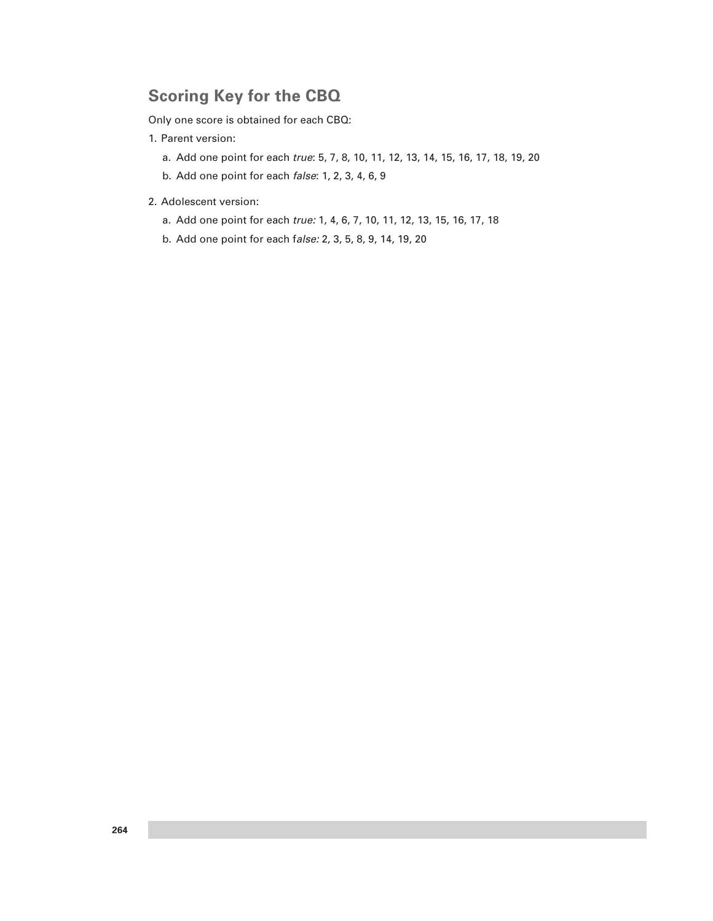## Scoring Key for the CBQ

Only one score is obtained for each CBQ:

1. Parent version:
   a. Add one point for each *true*: 5, 7, 8, 10, 11, 12, 13, 14, 15, 16, 17, 18, 19, 20
   b. Add one point for each *false*: 1, 2, 3, 4, 6, 9

2. Adolescent version:
   a. Add one point for each *true:* 1, 4, 6, 7, 10, 11, 12, 13, 15, 16, 17, 18
   b. Add one point for each f*alse:* 2, 3, 5, 8, 9, 14, 19, 20